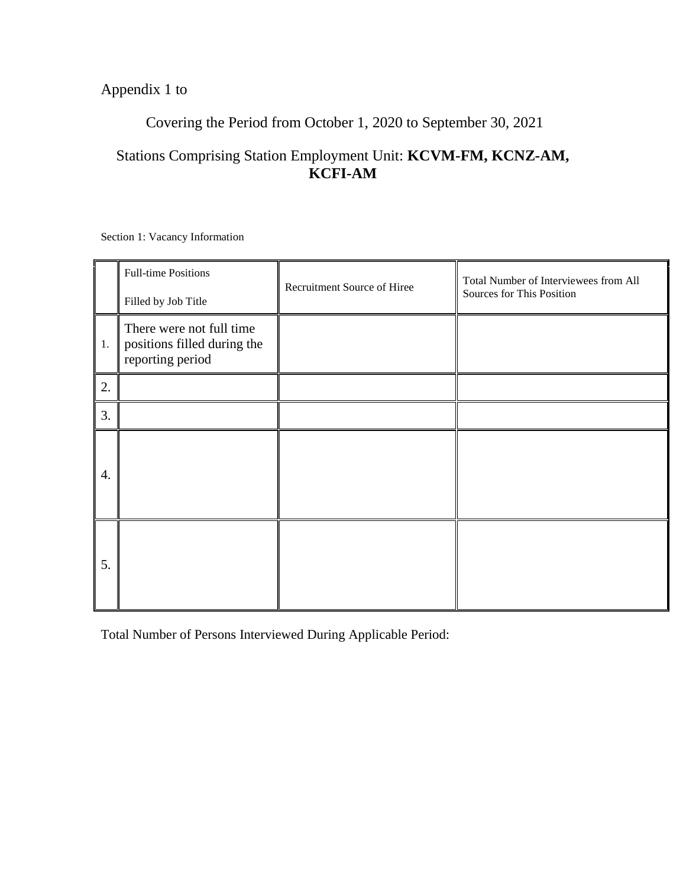Appendix 1 to

Covering the Period from October 1, 2020 to September 30, 2021

Stations Comprising Station Employment Unit: **KCVM-FM, KCNZ-AM, KCFI-AM**

Section 1: Vacancy Information

| | Full-time Positions Filled by Job Title | Recruitment Source of Hiree | Total Number of Interviewees from All Sources for This Position |
|---|---|---|---|
| 1. | There were not full time positions filled during the reporting period | | |
| 2. | | | |
| 3. | | | |
| 4. | | | |
| 5. | | | |

Total Number of Persons Interviewed During Applicable Period: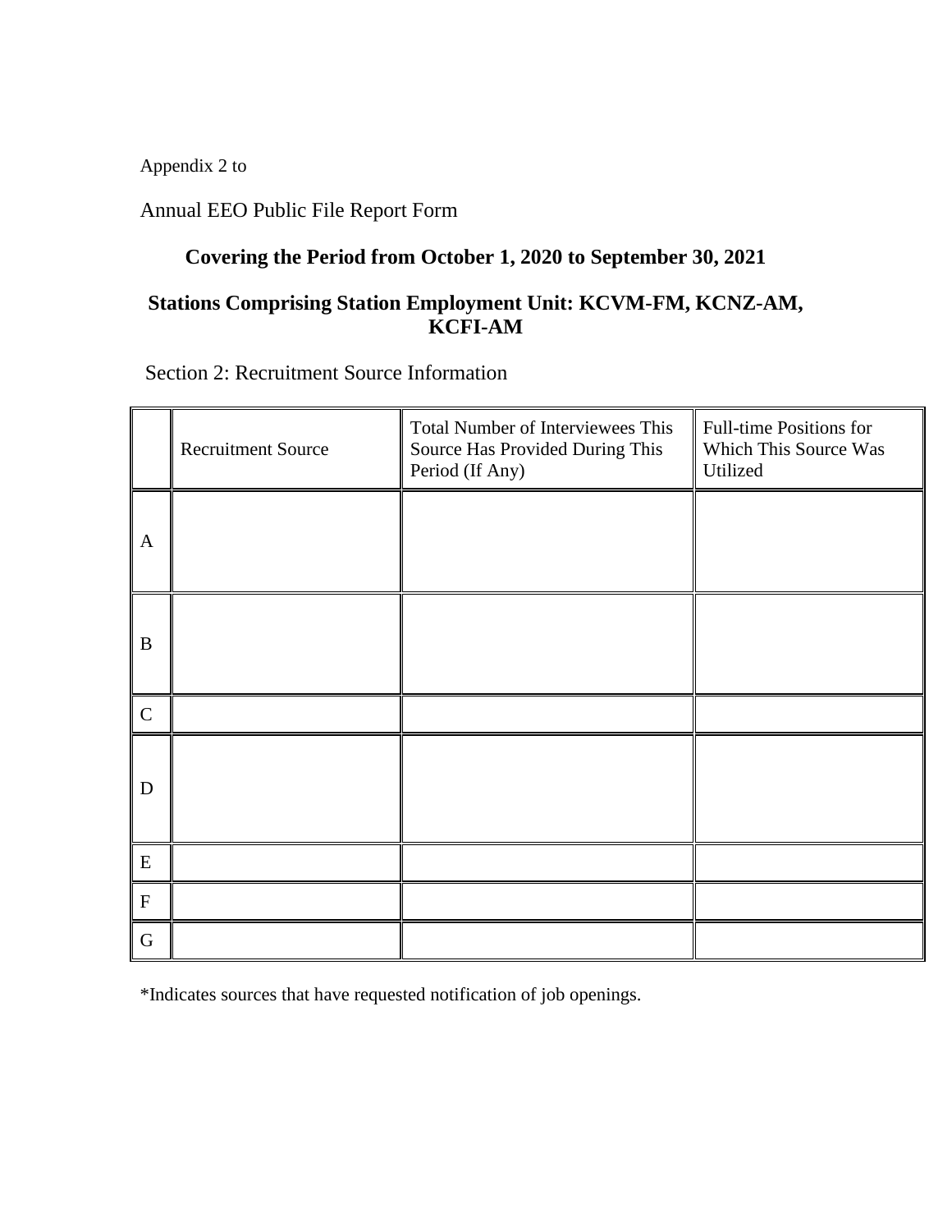Appendix 2 to

Annual EEO Public File Report Form

**Covering the Period from October 1, 2020 to September 30, 2021**

**Stations Comprising Station Employment Unit: KCVM-FM, KCNZ-AM, KCFI-AM**

Section 2: Recruitment Source Information

| | Recruitment Source | Total Number of Interviewees This Source Has Provided During This Period (If Any) | Full-time Positions for Which This Source Was Utilized |
|---|---|---|---|
| A | | | |
| B | | | |
| C | | | |
| D | | | |
| E | | | |
| F | | | |
| G | | | |

*Indicates sources that have requested notification of job openings.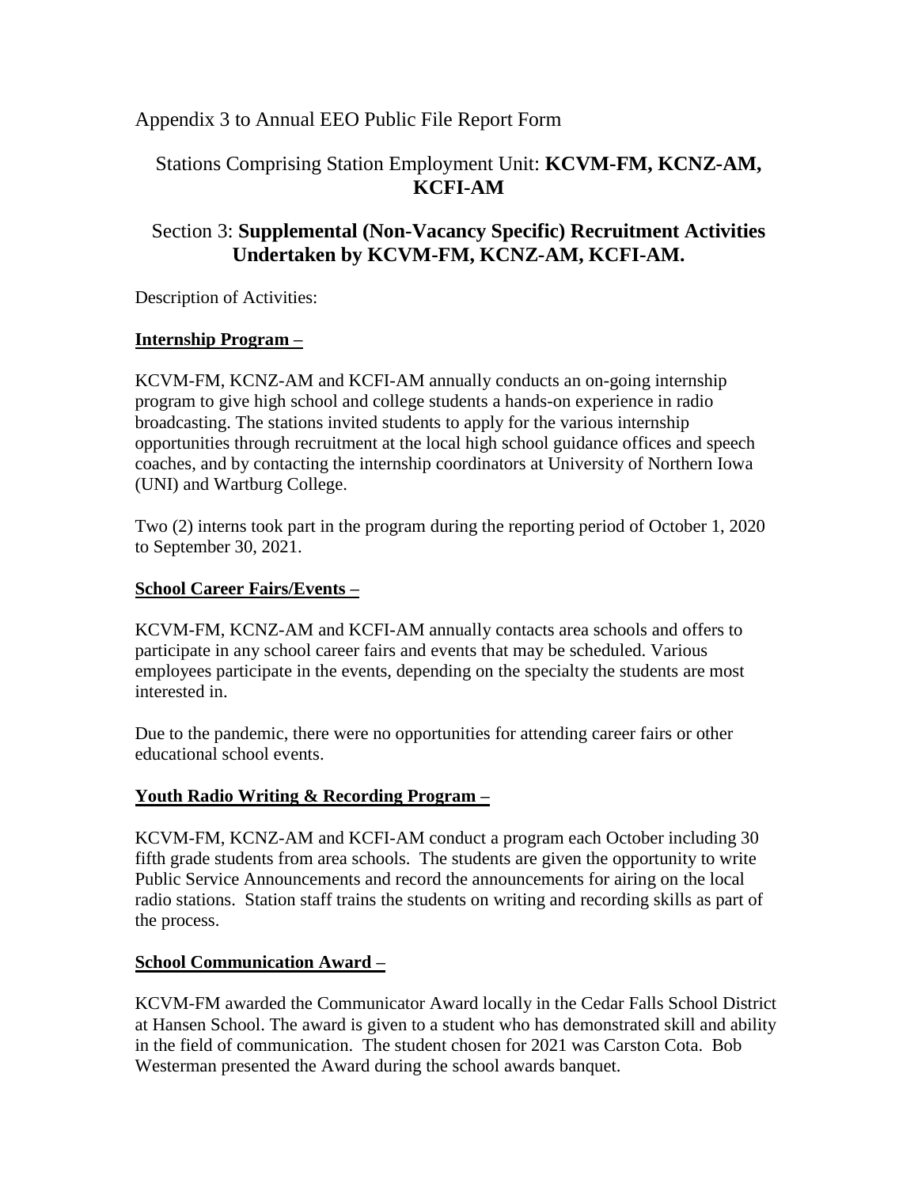Appendix 3 to Annual EEO Public File Report Form

## Stations Comprising Station Employment Unit: **KCVM-FM, KCNZ-AM, KCFI-AM**

## Section 3: **Supplemental (Non-Vacancy Specific) Recruitment Activities Undertaken by KCVM-FM, KCNZ-AM, KCFI-AM.**

Description of Activities:

**Internship Program –**

KCVM-FM, KCNZ-AM and KCFI-AM annually conducts an on-going internship program to give high school and college students a hands-on experience in radio broadcasting. The stations invited students to apply for the various internship opportunities through recruitment at the local high school guidance offices and speech coaches, and by contacting the internship coordinators at University of Northern Iowa (UNI) and Wartburg College.

Two (2) interns took part in the program during the reporting period of October 1, 2020 to September 30, 2021.

**School Career Fairs/Events –**

KCVM-FM, KCNZ-AM and KCFI-AM annually contacts area schools and offers to participate in any school career fairs and events that may be scheduled. Various employees participate in the events, depending on the specialty the students are most interested in.

Due to the pandemic, there were no opportunities for attending career fairs or other educational school events.

**Youth Radio Writing & Recording Program –**

KCVM-FM, KCNZ-AM and KCFI-AM conduct a program each October including 30 fifth grade students from area schools. The students are given the opportunity to write Public Service Announcements and record the announcements for airing on the local radio stations. Station staff trains the students on writing and recording skills as part of the process.

**School Communication Award –**

KCVM-FM awarded the Communicator Award locally in the Cedar Falls School District at Hansen School. The award is given to a student who has demonstrated skill and ability in the field of communication. The student chosen for 2021 was Carston Cota. Bob Westerman presented the Award during the school awards banquet.